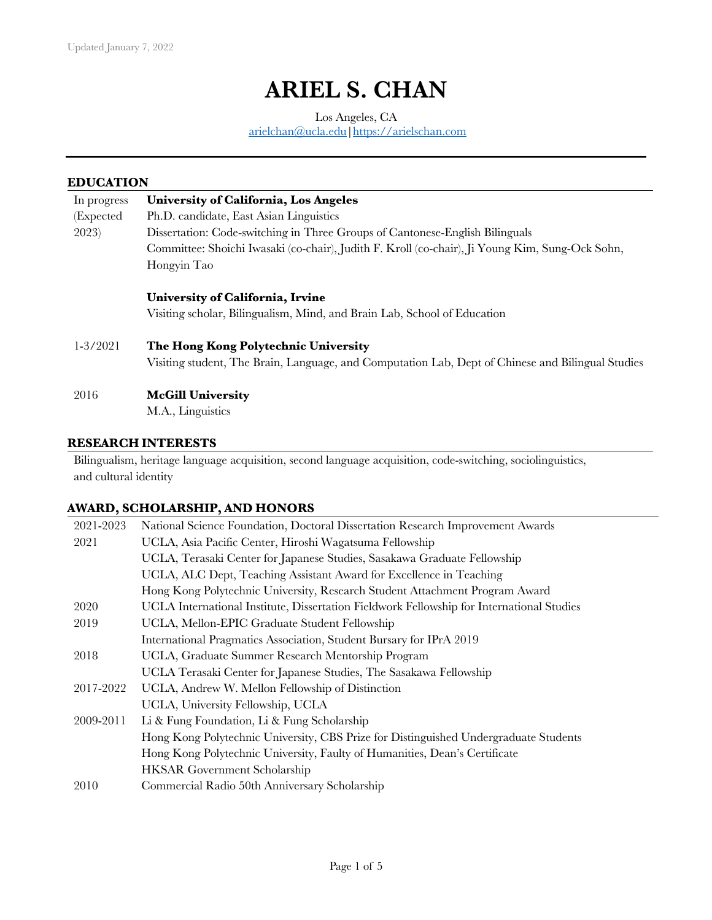Updated January 7, 2022

# ARIEL S. CHAN

Los Angeles, CA
arielchan@ucla.edu | https://arielschan.com

## EDUCATION

| | |
|---|---|
| In progress (Expected 2023) | **University of California, Los Angeles**<br>Ph.D. candidate, East Asian Linguistics<br>Dissertation: Code-switching in Three Groups of Cantonese-English Bilinguals<br>Committee: Shoichi Iwasaki (co-chair), Judith F. Kroll (co-chair), Ji Young Kim, Sung-Ock Sohn, Hongyin Tao |
| | **University of California, Irvine**<br>Visiting scholar, Bilingualism, Mind, and Brain Lab, School of Education |
| 1-3/2021 | **The Hong Kong Polytechnic University**<br>Visiting student, The Brain, Language, and Computation Lab, Dept of Chinese and Bilingual Studies |
| 2016 | **McGill University**<br>M.A., Linguistics |

## RESEARCH INTERESTS

Bilingualism, heritage language acquisition, second language acquisition, code-switching, sociolinguistics, and cultural identity

## AWARD, SCHOLARSHIP, AND HONORS

| | |
|---|---|
| 2021-2023 | National Science Foundation, Doctoral Dissertation Research Improvement Awards |
| 2021 | UCLA, Asia Pacific Center, Hiroshi Wagatsuma Fellowship |
| | UCLA, Terasaki Center for Japanese Studies, Sasakawa Graduate Fellowship |
| | UCLA, ALC Dept, Teaching Assistant Award for Excellence in Teaching |
| | Hong Kong Polytechnic University, Research Student Attachment Program Award |
| 2020 | UCLA International Institute, Dissertation Fieldwork Fellowship for International Studies |
| 2019 | UCLA, Mellon-EPIC Graduate Student Fellowship |
| | International Pragmatics Association, Student Bursary for IPrA 2019 |
| 2018 | UCLA, Graduate Summer Research Mentorship Program |
| | UCLA Terasaki Center for Japanese Studies, The Sasakawa Fellowship |
| 2017-2022 | UCLA, Andrew W. Mellon Fellowship of Distinction |
| | UCLA, University Fellowship, UCLA |
| 2009-2011 | Li & Fung Foundation, Li & Fung Scholarship |
| | Hong Kong Polytechnic University, CBS Prize for Distinguished Undergraduate Students |
| | Hong Kong Polytechnic University, Faculty of Humanities, Dean's Certificate |
| | HKSAR Government Scholarship |
| 2010 | Commercial Radio 50th Anniversary Scholarship |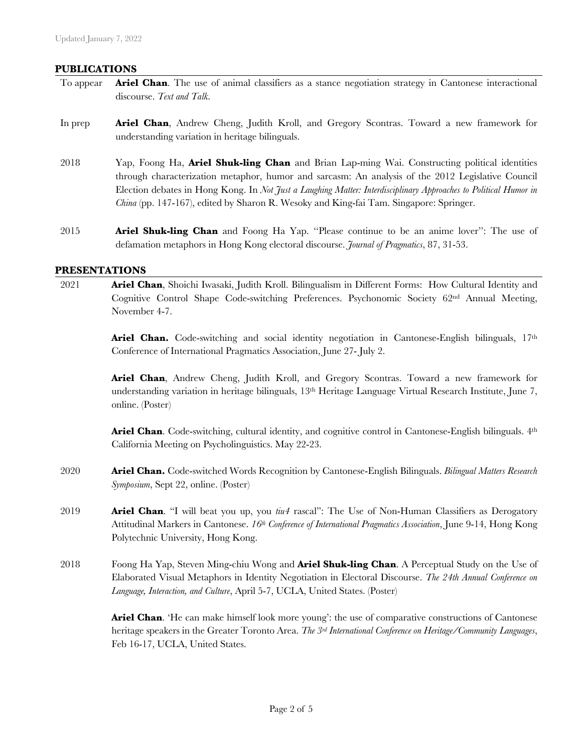## PUBLICATIONS

To appear **Ariel Chan**. The use of animal classifiers as a stance negotiation strategy in Cantonese interactional discourse. *Text and Talk*.

In prep **Ariel Chan**, Andrew Cheng, Judith Kroll, and Gregory Scontras. Toward a new framework for understanding variation in heritage bilinguals.

2018 Yap, Foong Ha, **Ariel Shuk-ling Chan** and Brian Lap-ming Wai. Constructing political identities through characterization metaphor, humor and sarcasm: An analysis of the 2012 Legislative Council Election debates in Hong Kong. In *Not Just a Laughing Matter: Interdisciplinary Approaches to Political Humor in China* (pp. 147-167), edited by Sharon R. Wesoky and King-fai Tam. Singapore: Springer.

2015 **Ariel Shuk-ling Chan** and Foong Ha Yap. "Please continue to be an anime lover": The use of defamation metaphors in Hong Kong electoral discourse. *Journal of Pragmatics*, 87, 31-53.

## PRESENTATIONS

2021 **Ariel Chan**, Shoichi Iwasaki, Judith Kroll. Bilingualism in Different Forms: How Cultural Identity and Cognitive Control Shape Code-switching Preferences. Psychonomic Society 62nd Annual Meeting, November 4-7.

**Ariel Chan.** Code-switching and social identity negotiation in Cantonese-English bilinguals, 17th Conference of International Pragmatics Association, June 27- July 2.

**Ariel Chan**, Andrew Cheng, Judith Kroll, and Gregory Scontras. Toward a new framework for understanding variation in heritage bilinguals, 13th Heritage Language Virtual Research Institute, June 7, online. (Poster)

**Ariel Chan**. Code-switching, cultural identity, and cognitive control in Cantonese-English bilinguals. 4th California Meeting on Psycholinguistics. May 22-23.

2020 **Ariel Chan.** Code-switched Words Recognition by Cantonese-English Bilinguals. *Bilingual Matters Research Symposium*, Sept 22, online. (Poster)

2019 **Ariel Chan**. "I will beat you up, you *tiu4* rascal": The Use of Non-Human Classifiers as Derogatory Attitudinal Markers in Cantonese. *16th Conference of International Pragmatics Association*, June 9-14, Hong Kong Polytechnic University, Hong Kong.

2018 Foong Ha Yap, Steven Ming-chiu Wong and **Ariel Shuk-ling Chan**. A Perceptual Study on the Use of Elaborated Visual Metaphors in Identity Negotiation in Electoral Discourse. *The 24th Annual Conference on Language, Interaction, and Culture*, April 5-7, UCLA, United States. (Poster)

**Ariel Chan**. 'He can make himself look more young': the use of comparative constructions of Cantonese heritage speakers in the Greater Toronto Area. *The 3rd International Conference on Heritage/Community Languages*, Feb 16-17, UCLA, United States.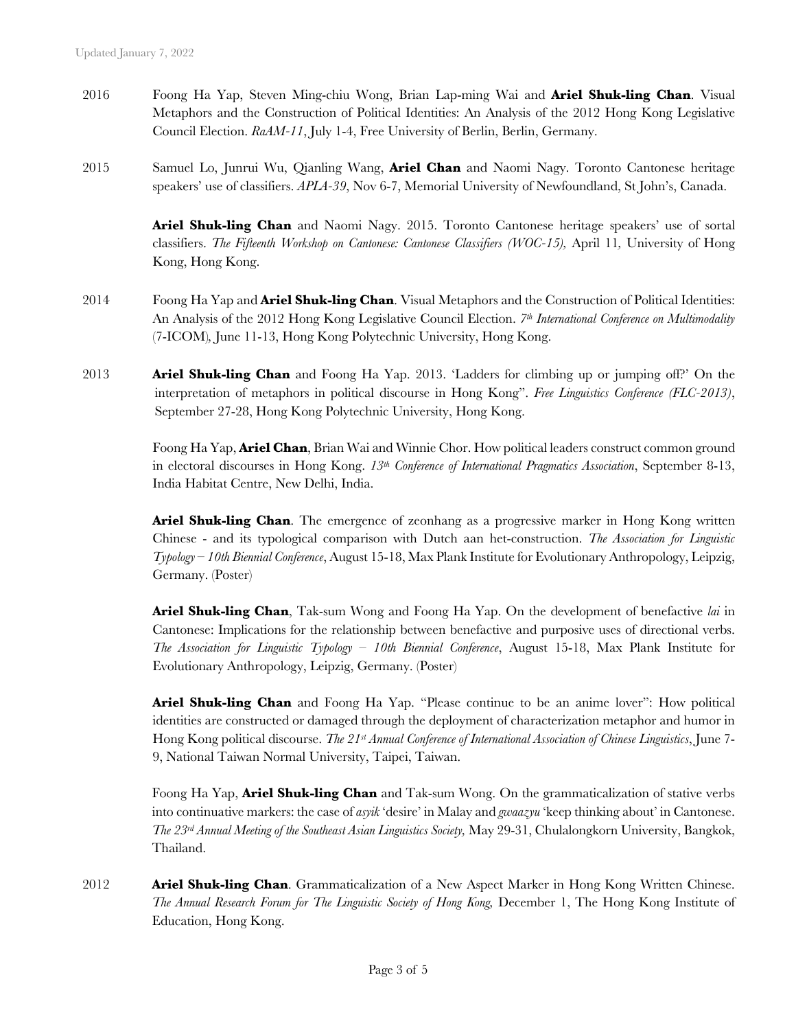2016 Foong Ha Yap, Steven Ming-chiu Wong, Brian Lap-ming Wai and **Ariel Shuk-ling Chan**. Visual Metaphors and the Construction of Political Identities: An Analysis of the 2012 Hong Kong Legislative Council Election. *RaAM-11*, July 1-4, Free University of Berlin, Berlin, Germany.

2015 Samuel Lo, Junrui Wu, Qianling Wang, **Ariel Chan** and Naomi Nagy. Toronto Cantonese heritage speakers' use of classifiers. *APLA-39*, Nov 6-7, Memorial University of Newfoundland, St John's, Canada.

**Ariel Shuk-ling Chan** and Naomi Nagy. 2015. Toronto Cantonese heritage speakers' use of sortal classifiers. *The Fifteenth Workshop on Cantonese: Cantonese Classifiers (WOC-15)*, April 11, University of Hong Kong, Hong Kong.

2014 Foong Ha Yap and **Ariel Shuk-ling Chan**. Visual Metaphors and the Construction of Political Identities: An Analysis of the 2012 Hong Kong Legislative Council Election. *7th International Conference on Multimodality* (7-ICOM), June 11-13, Hong Kong Polytechnic University, Hong Kong.

2013 **Ariel Shuk-ling Chan** and Foong Ha Yap. 2013. 'Ladders for climbing up or jumping off?' On the interpretation of metaphors in political discourse in Hong Kong". *Free Linguistics Conference (FLC-2013)*, September 27-28, Hong Kong Polytechnic University, Hong Kong.

Foong Ha Yap, **Ariel Chan**, Brian Wai and Winnie Chor. How political leaders construct common ground in electoral discourses in Hong Kong. *13th Conference of International Pragmatics Association*, September 8-13, India Habitat Centre, New Delhi, India.

**Ariel Shuk-ling Chan**. The emergence of zeonhang as a progressive marker in Hong Kong written Chinese - and its typological comparison with Dutch aan het-construction. *The Association for Linguistic Typology – 10th Biennial Conference*, August 15-18, Max Plank Institute for Evolutionary Anthropology, Leipzig, Germany. (Poster)

**Ariel Shuk-ling Chan**, Tak-sum Wong and Foong Ha Yap. On the development of benefactive *lai* in Cantonese: Implications for the relationship between benefactive and purposive uses of directional verbs. *The Association for Linguistic Typology – 10th Biennial Conference*, August 15-18, Max Plank Institute for Evolutionary Anthropology, Leipzig, Germany. (Poster)

**Ariel Shuk-ling Chan** and Foong Ha Yap. "Please continue to be an anime lover": How political identities are constructed or damaged through the deployment of characterization metaphor and humor in Hong Kong political discourse. *The 21st Annual Conference of International Association of Chinese Linguistics*, June 7-9, National Taiwan Normal University, Taipei, Taiwan.

Foong Ha Yap, **Ariel Shuk-ling Chan** and Tak-sum Wong. On the grammaticalization of stative verbs into continuative markers: the case of *asyik* 'desire' in Malay and *gwaazyu* 'keep thinking about' in Cantonese. *The 23rd Annual Meeting of the Southeast Asian Linguistics Society,* May 29-31, Chulalongkorn University, Bangkok, Thailand.

2012 **Ariel Shuk-ling Chan**. Grammaticalization of a New Aspect Marker in Hong Kong Written Chinese. *The Annual Research Forum for The Linguistic Society of Hong Kong,* December 1, The Hong Kong Institute of Education, Hong Kong.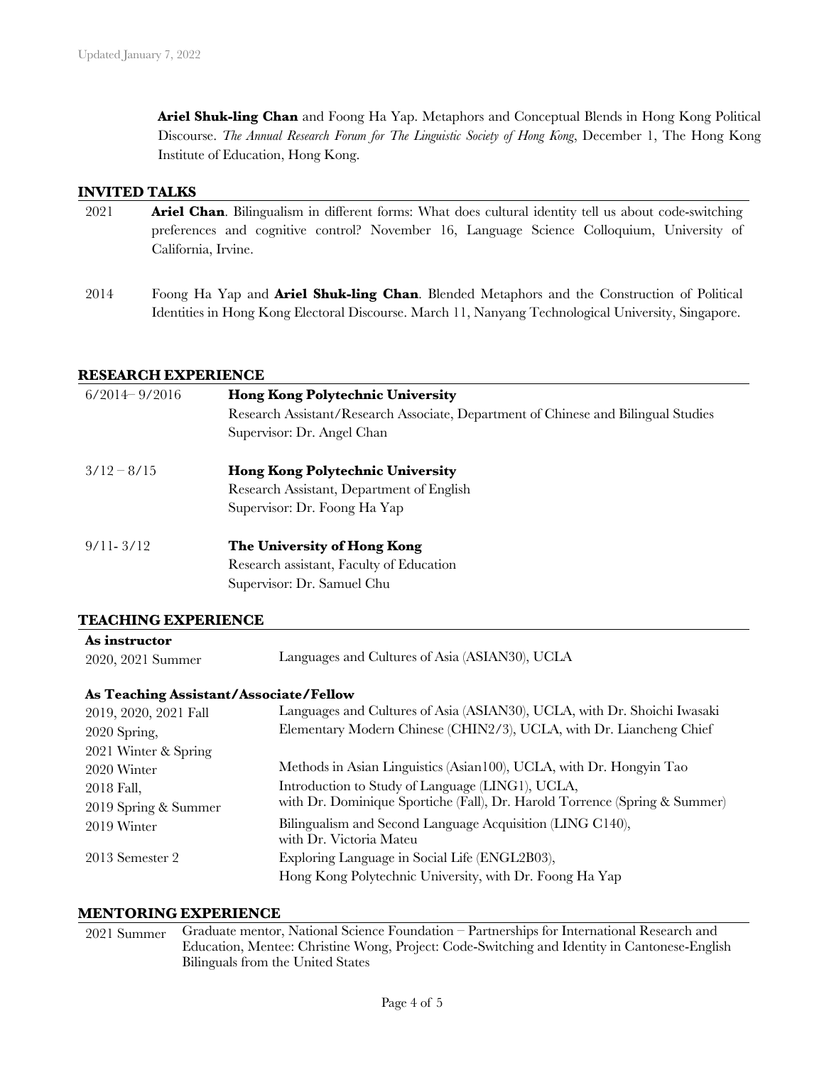**Ariel Shuk-ling Chan** and Foong Ha Yap. Metaphors and Conceptual Blends in Hong Kong Political Discourse. *The Annual Research Forum for The Linguistic Society of Hong Kong*, December 1, The Hong Kong Institute of Education, Hong Kong.

## INVITED TALKS

2021 **Ariel Chan**. Bilingualism in different forms: What does cultural identity tell us about code-switching preferences and cognitive control? November 16, Language Science Colloquium, University of California, Irvine.

2014 Foong Ha Yap and **Ariel Shuk-ling Chan**. Blended Metaphors and the Construction of Political Identities in Hong Kong Electoral Discourse. March 11, Nanyang Technological University, Singapore.

## RESEARCH EXPERIENCE

6/2014– 9/2016 **Hong Kong Polytechnic University**
Research Assistant/Research Associate, Department of Chinese and Bilingual Studies
Supervisor: Dr. Angel Chan

3/12 – 8/15 **Hong Kong Polytechnic University**
Research Assistant, Department of English
Supervisor: Dr. Foong Ha Yap

9/11- 3/12 **The University of Hong Kong**
Research assistant, Faculty of Education
Supervisor: Dr. Samuel Chu

## TEACHING EXPERIENCE

**As instructor**

| | |
|---|---|
| 2020, 2021 Summer | Languages and Cultures of Asia (ASIAN30), UCLA |

**As Teaching Assistant/Associate/Fellow**

| | |
|---|---|
| 2019, 2020, 2021 Fall | Languages and Cultures of Asia (ASIAN30), UCLA, with Dr. Shoichi Iwasaki |
| 2020 Spring, 2021 Winter & Spring | Elementary Modern Chinese (CHIN2/3), UCLA, with Dr. Liancheng Chief |
| 2020 Winter | Methods in Asian Linguistics (Asian100), UCLA, with Dr. Hongyin Tao |
| 2018 Fall, 2019 Spring & Summer | Introduction to Study of Language (LING1), UCLA, with Dr. Dominique Sportiche (Fall), Dr. Harold Torrence (Spring & Summer) |
| 2019 Winter | Bilingualism and Second Language Acquisition (LING C140), with Dr. Victoria Mateu |
| 2013 Semester 2 | Exploring Language in Social Life (ENGL2B03), Hong Kong Polytechnic University, with Dr. Foong Ha Yap |

## MENTORING EXPERIENCE

2021 Summer Graduate mentor, National Science Foundation – Partnerships for International Research and Education, Mentee: Christine Wong, Project: Code-Switching and Identity in Cantonese-English Bilinguals from the United States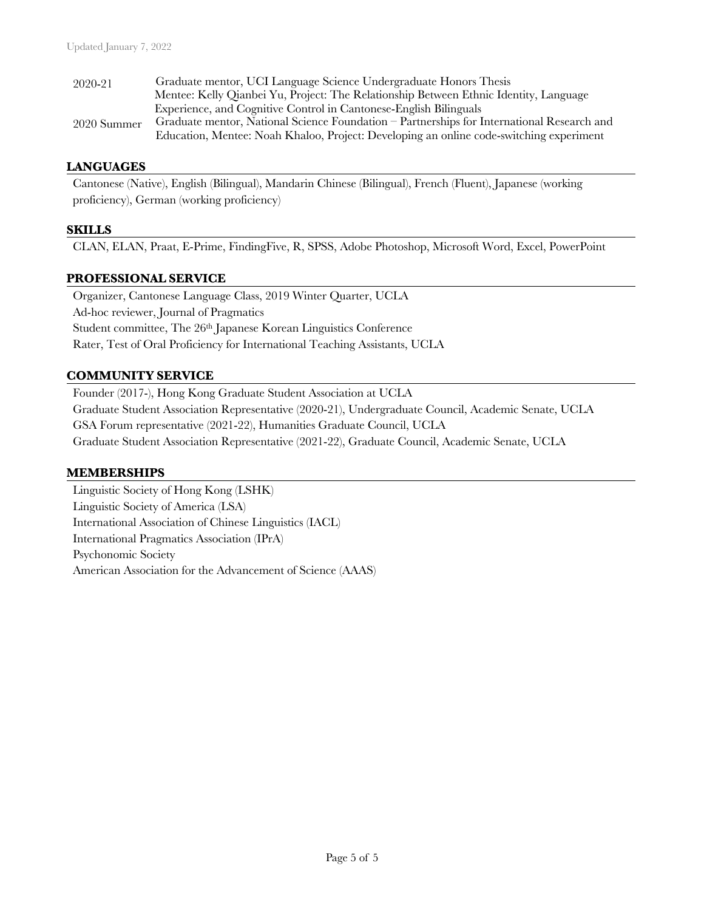| | |
|---|---|
| 2020-21 | Graduate mentor, UCI Language Science Undergraduate Honors Thesis<br>Mentee: Kelly Qianbei Yu, Project: The Relationship Between Ethnic Identity, Language Experience, and Cognitive Control in Cantonese-English Bilinguals |
| 2020 Summer | Graduate mentor, National Science Foundation – Partnerships for International Research and Education, Mentee: Noah Khaloo, Project: Developing an online code-switching experiment |

## LANGUAGES

Cantonese (Native), English (Bilingual), Mandarin Chinese (Bilingual), French (Fluent), Japanese (working proficiency), German (working proficiency)

## SKILLS

CLAN, ELAN, Praat, E-Prime, FindingFive, R, SPSS, Adobe Photoshop, Microsoft Word, Excel, PowerPoint

## PROFESSIONAL SERVICE

Organizer, Cantonese Language Class, 2019 Winter Quarter, UCLA

Ad-hoc reviewer, Journal of Pragmatics

Student committee, The 26th Japanese Korean Linguistics Conference

Rater, Test of Oral Proficiency for International Teaching Assistants, UCLA

## COMMUNITY SERVICE

Founder (2017-), Hong Kong Graduate Student Association at UCLA

Graduate Student Association Representative (2020-21), Undergraduate Council, Academic Senate, UCLA

GSA Forum representative (2021-22), Humanities Graduate Council, UCLA

Graduate Student Association Representative (2021-22), Graduate Council, Academic Senate, UCLA

## MEMBERSHIPS

Linguistic Society of Hong Kong (LSHK)

Linguistic Society of America (LSA)

International Association of Chinese Linguistics (IACL)

International Pragmatics Association (IPrA)

Psychonomic Society

American Association for the Advancement of Science (AAAS)